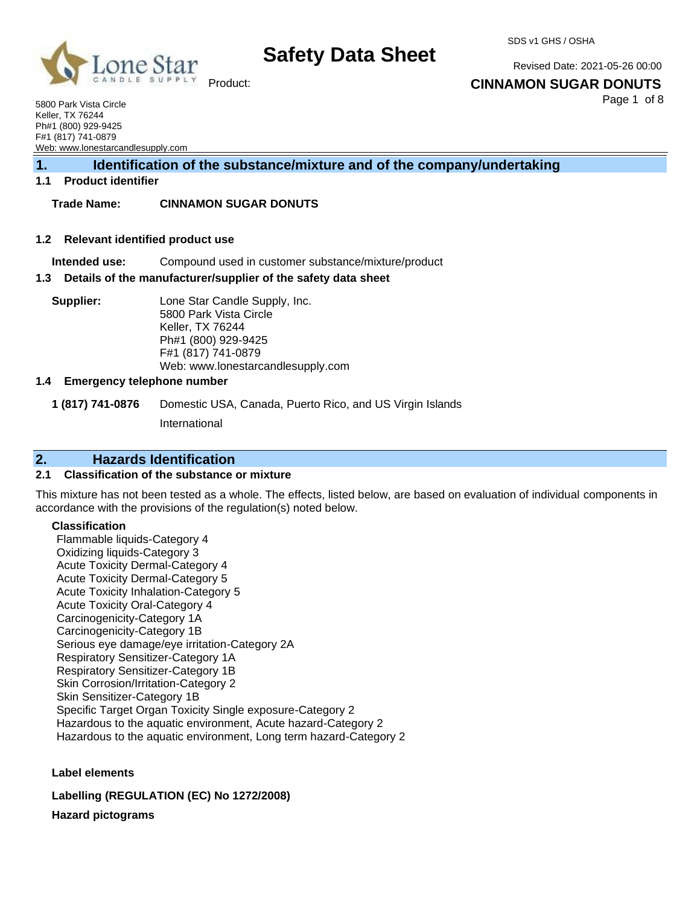# Safety Data Sheet

SDS v1 GHS / OSHA

Revised Date: 2021-05-26 00:00

Product: **CINNAMON SUGAR DONUTS**

5800 Park Vista Circle
Keller, TX 76244
Ph#1 (800) 929-9425
F#1 (817) 741-0879
Web: www.lonestarcandlesupply.com

## 1. Identification of the substance/mixture and of the company/undertaking

### 1.1 Product identifier

**Trade Name:** **CINNAMON SUGAR DONUTS**

### 1.2 Relevant identified product use

**Intended use:** Compound used in customer substance/mixture/product

### 1.3 Details of the manufacturer/supplier of the safety data sheet

**Supplier:** Lone Star Candle Supply, Inc.
5800 Park Vista Circle
Keller, TX 76244
Ph#1 (800) 929-9425
F#1 (817) 741-0879
Web: www.lonestarcandlesupply.com

### 1.4 Emergency telephone number

**1 (817) 741-0876** Domestic USA, Canada, Puerto Rico, and US Virgin Islands

International

## 2. Hazards Identification

### 2.1 Classification of the substance or mixture

This mixture has not been tested as a whole. The effects, listed below, are based on evaluation of individual components in accordance with the provisions of the regulation(s) noted below.

**Classification**

Flammable liquids-Category 4
Oxidizing liquids-Category 3
Acute Toxicity Dermal-Category 4
Acute Toxicity Dermal-Category 5
Acute Toxicity Inhalation-Category 5
Acute Toxicity Oral-Category 4
Carcinogenicity-Category 1A
Carcinogenicity-Category 1B
Serious eye damage/eye irritation-Category 2A
Respiratory Sensitizer-Category 1A
Respiratory Sensitizer-Category 1B
Skin Corrosion/Irritation-Category 2
Skin Sensitizer-Category 1B
Specific Target Organ Toxicity Single exposure-Category 2
Hazardous to the aquatic environment, Acute hazard-Category 2
Hazardous to the aquatic environment, Long term hazard-Category 2

**Label elements**

**Labelling (REGULATION (EC) No 1272/2008)**

**Hazard pictograms**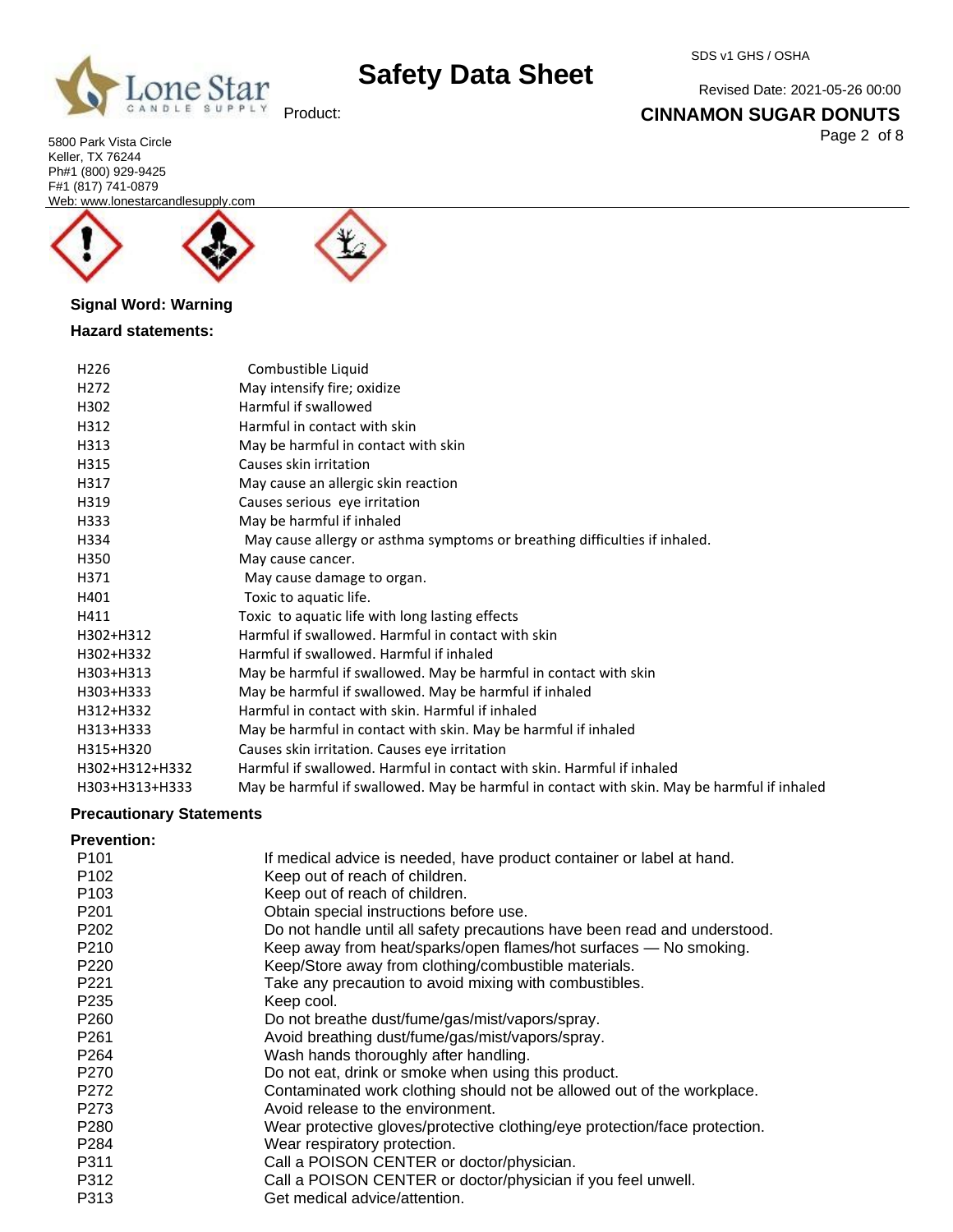**Signal Word: Warning**

**Hazard statements:**

| | |
|---|---|
| H226 | Combustible Liquid |
| H272 | May intensify fire; oxidize |
| H302 | Harmful if swallowed |
| H312 | Harmful in contact with skin |
| H313 | May be harmful in contact with skin |
| H315 | Causes skin irritation |
| H317 | May cause an allergic skin reaction |
| H319 | Causes serious eye irritation |
| H333 | May be harmful if inhaled |
| H334 | May cause allergy or asthma symptoms or breathing difficulties if inhaled. |
| H350 | May cause cancer. |
| H371 | May cause damage to organ. |
| H401 | Toxic to aquatic life. |
| H411 | Toxic to aquatic life with long lasting effects |
| H302+H312 | Harmful if swallowed. Harmful in contact with skin |
| H302+H332 | Harmful if swallowed. Harmful if inhaled |
| H303+H313 | May be harmful if swallowed. May be harmful in contact with skin |
| H303+H333 | May be harmful if swallowed. May be harmful if inhaled |
| H312+H332 | Harmful in contact with skin. Harmful if inhaled |
| H313+H333 | May be harmful in contact with skin. May be harmful if inhaled |
| H315+H320 | Causes skin irritation. Causes eye irritation |
| H302+H312+H332 | Harmful if swallowed. Harmful in contact with skin. Harmful if inhaled |
| H303+H313+H333 | May be harmful if swallowed. May be harmful in contact with skin. May be harmful if inhaled |

**Precautionary Statements**

**Prevention:**

| | |
|---|---|
| P101 | If medical advice is needed, have product container or label at hand. |
| P102 | Keep out of reach of children. |
| P103 | Keep out of reach of children. |
| P201 | Obtain special instructions before use. |
| P202 | Do not handle until all safety precautions have been read and understood. |
| P210 | Keep away from heat/sparks/open flames/hot surfaces — No smoking. |
| P220 | Keep/Store away from clothing/combustible materials. |
| P221 | Take any precaution to avoid mixing with combustibles. |
| P235 | Keep cool. |
| P260 | Do not breathe dust/fume/gas/mist/vapors/spray. |
| P261 | Avoid breathing dust/fume/gas/mist/vapors/spray. |
| P264 | Wash hands thoroughly after handling. |
| P270 | Do not eat, drink or smoke when using this product. |
| P272 | Contaminated work clothing should not be allowed out of the workplace. |
| P273 | Avoid release to the environment. |
| P280 | Wear protective gloves/protective clothing/eye protection/face protection. |
| P284 | Wear respiratory protection. |
| P311 | Call a POISON CENTER or doctor/physician. |
| P312 | Call a POISON CENTER or doctor/physician if you feel unwell. |
| P313 | Get medical advice/attention. |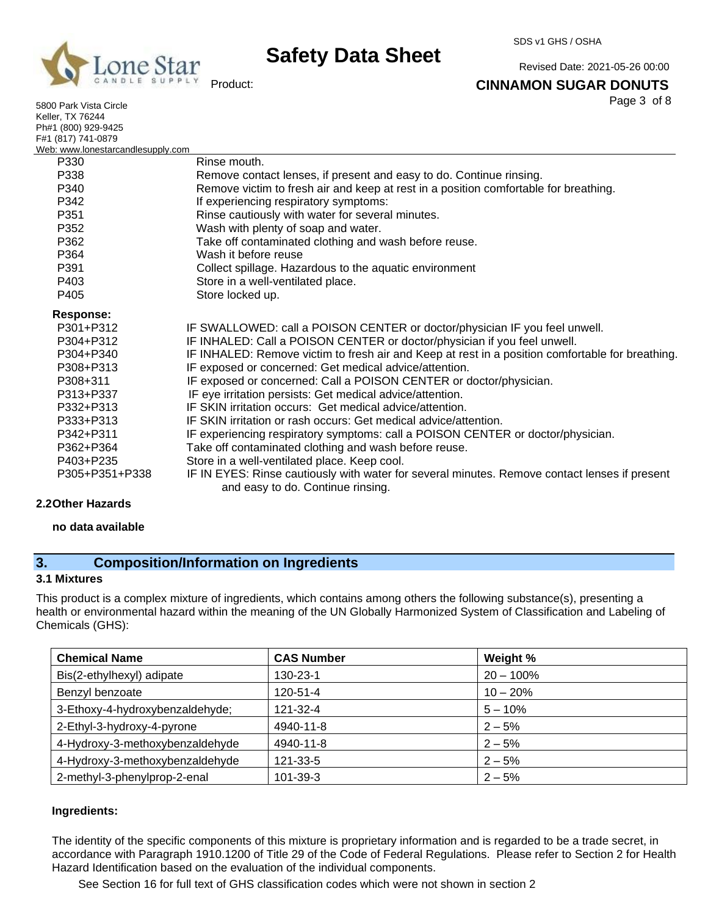| | |
|---|---|
| P330 | Rinse mouth. |
| P338 | Remove contact lenses, if present and easy to do. Continue rinsing. |
| P340 | Remove victim to fresh air and keep at rest in a position comfortable for breathing. |
| P342 | If experiencing respiratory symptoms: |
| P351 | Rinse cautiously with water for several minutes. |
| P352 | Wash with plenty of soap and water. |
| P362 | Take off contaminated clothing and wash before reuse. |
| P364 | Wash it before reuse |
| P391 | Collect spillage. Hazardous to the aquatic environment |
| P403 | Store in a well-ventilated place. |
| P405 | Store locked up. |

**Response:**

| | |
|---|---|
| P301+P312 | IF SWALLOWED: call a POISON CENTER or doctor/physician IF you feel unwell. |
| P304+P312 | IF INHALED: Call a POISON CENTER or doctor/physician if you feel unwell. |
| P304+P340 | IF INHALED: Remove victim to fresh air and Keep at rest in a position comfortable for breathing. |
| P308+P313 | IF exposed or concerned: Get medical advice/attention. |
| P308+311 | IF exposed or concerned: Call a POISON CENTER or doctor/physician. |
| P313+P337 | IF eye irritation persists: Get medical advice/attention. |
| P332+P313 | IF SKIN irritation occurs: Get medical advice/attention. |
| P333+P313 | IF SKIN irritation or rash occurs: Get medical advice/attention. |
| P342+P311 | IF experiencing respiratory symptoms: call a POISON CENTER or doctor/physician. |
| P362+P364 | Take off contaminated clothing and wash before reuse. |
| P403+P235 | Store in a well-ventilated place. Keep cool. |
| P305+P351+P338 | IF IN EYES: Rinse cautiously with water for several minutes. Remove contact lenses if present and easy to do. Continue rinsing. |

**2.2Other Hazards**

**no data available**

## 3. Composition/Information on Ingredients

**3.1 Mixtures**

This product is a complex mixture of ingredients, which contains among others the following substance(s), presenting a health or environmental hazard within the meaning of the UN Globally Harmonized System of Classification and Labeling of Chemicals (GHS):

| Chemical Name | CAS Number | Weight % |
|---|---|---|
| Bis(2-ethylhexyl) adipate | 130-23-1 | 20 – 100% |
| Benzyl benzoate | 120-51-4 | 10 – 20% |
| 3-Ethoxy-4-hydroxybenzaldehyde; | 121-32-4 | 5 – 10% |
| 2-Ethyl-3-hydroxy-4-pyrone | 4940-11-8 | 2 – 5% |
| 4-Hydroxy-3-methoxybenzaldehyde | 4940-11-8 | 2 – 5% |
| 4-Hydroxy-3-methoxybenzaldehyde | 121-33-5 | 2 – 5% |
| 2-methyl-3-phenylprop-2-enal | 101-39-3 | 2 – 5% |

**Ingredients:**

The identity of the specific components of this mixture is proprietary information and is regarded to be a trade secret, in accordance with Paragraph 1910.1200 of Title 29 of the Code of Federal Regulations. Please refer to Section 2 for Health Hazard Identification based on the evaluation of the individual components.

See Section 16 for full text of GHS classification codes which were not shown in section 2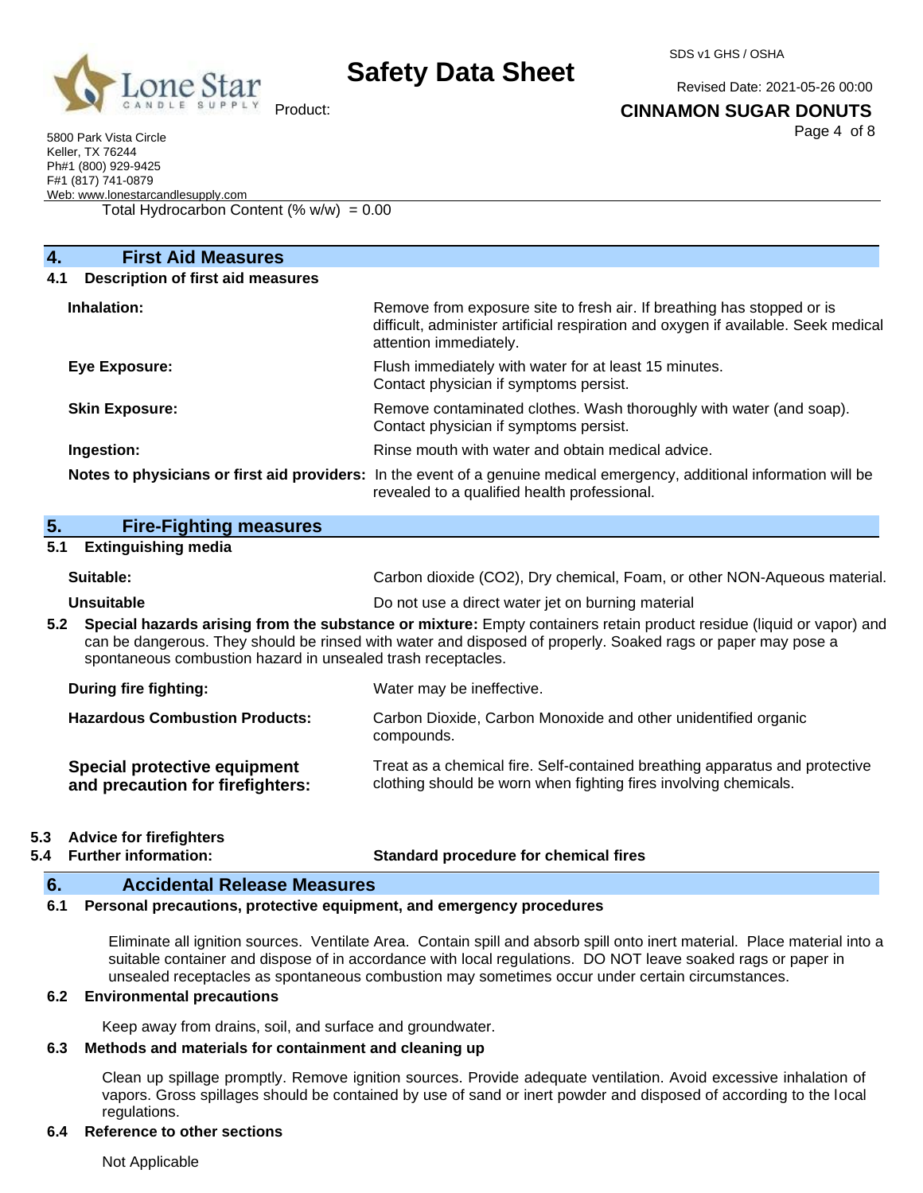Total Hydrocarbon Content (% w/w) = 0.00

## 4. First Aid Measures

### 4.1 Description of first aid measures

| | |
|---|---|
| **Inhalation:** | Remove from exposure site to fresh air. If breathing has stopped or is difficult, administer artificial respiration and oxygen if available. Seek medical attention immediately. |
| **Eye Exposure:** | Flush immediately with water for at least 15 minutes. Contact physician if symptoms persist. |
| **Skin Exposure:** | Remove contaminated clothes. Wash thoroughly with water (and soap). Contact physician if symptoms persist. |
| **Ingestion:** | Rinse mouth with water and obtain medical advice. |
| **Notes to physicians or first aid providers:** | In the event of a genuine medical emergency, additional information will be revealed to a qualified health professional. |

## 5. Fire-Fighting measures

### 5.1 Extinguishing media

| | |
|---|---|
| **Suitable:** | Carbon dioxide ($CO_2$), Dry chemical, Foam, or other NON-Aqueous material. |
| **Unsuitable** | Do not use a direct water jet on burning material |

**5.2 Special hazards arising from the substance or mixture:** Empty containers retain product residue (liquid or vapor) and can be dangerous. They should be rinsed with water and disposed of properly. Soaked rags or paper may pose a spontaneous combustion hazard in unsealed trash receptacles.

| | |
|---|---|
| **During fire fighting:** | Water may be ineffective. |
| **Hazardous Combustion Products:** | Carbon Dioxide, Carbon Monoxide and other unidentified organic compounds. |
| **Special protective equipment and precaution for firefighters:** | Treat as a chemical fire. Self-contained breathing apparatus and protective clothing should be worn when fighting fires involving chemicals. |

**5.3 Advice for firefighters**

**5.4 Further information:** **Standard procedure for chemical fires**

## 6. Accidental Release Measures

### 6.1 Personal precautions, protective equipment, and emergency procedures

Eliminate all ignition sources. Ventilate Area. Contain spill and absorb spill onto inert material. Place material into a suitable container and dispose of in accordance with local regulations. DO NOT leave soaked rags or paper in unsealed receptacles as spontaneous combustion may sometimes occur under certain circumstances.

### 6.2 Environmental precautions

Keep away from drains, soil, and surface and groundwater.

### 6.3 Methods and materials for containment and cleaning up

Clean up spillage promptly. Remove ignition sources. Provide adequate ventilation. Avoid excessive inhalation of vapors. Gross spillages should be contained by use of sand or inert powder and disposed of according to the local regulations.

### 6.4 Reference to other sections

Not Applicable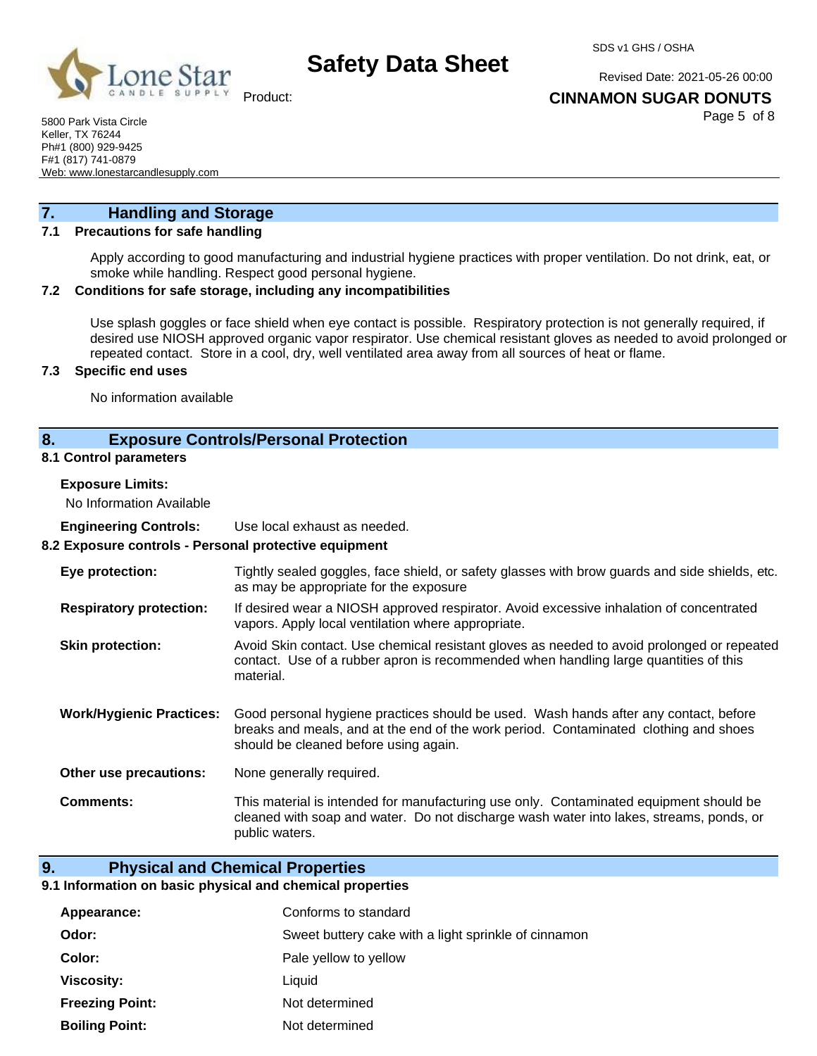## 7. Handling and Storage

### 7.1 Precautions for safe handling

Apply according to good manufacturing and industrial hygiene practices with proper ventilation. Do not drink, eat, or smoke while handling. Respect good personal hygiene.

### 7.2 Conditions for safe storage, including any incompatibilities

Use splash goggles or face shield when eye contact is possible. Respiratory protection is not generally required, if desired use NIOSH approved organic vapor respirator. Use chemical resistant gloves as needed to avoid prolonged or repeated contact. Store in a cool, dry, well ventilated area away from all sources of heat or flame.

### 7.3 Specific end uses

No information available

## 8. Exposure Controls/Personal Protection

### 8.1 Control parameters

**Exposure Limits:**

No Information Available

**Engineering Controls:** Use local exhaust as needed.

### 8.2 Exposure controls - Personal protective equipment

**Eye protection:** Tightly sealed goggles, face shield, or safety glasses with brow guards and side shields, etc. as may be appropriate for the exposure

**Respiratory protection:** If desired wear a NIOSH approved respirator. Avoid excessive inhalation of concentrated vapors. Apply local ventilation where appropriate.

**Skin protection:** Avoid Skin contact. Use chemical resistant gloves as needed to avoid prolonged or repeated contact. Use of a rubber apron is recommended when handling large quantities of this material.

**Work/Hygienic Practices:** Good personal hygiene practices should be used. Wash hands after any contact, before breaks and meals, and at the end of the work period. Contaminated clothing and shoes should be cleaned before using again.

**Other use precautions:** None generally required.

**Comments:** This material is intended for manufacturing use only. Contaminated equipment should be cleaned with soap and water. Do not discharge wash water into lakes, streams, ponds, or public waters.

## 9. Physical and Chemical Properties

### 9.1 Information on basic physical and chemical properties

| | |
|---|---|
| **Appearance:** | Conforms to standard |
| **Odor:** | Sweet buttery cake with a light sprinkle of cinnamon |
| **Color:** | Pale yellow to yellow |
| **Viscosity:** | Liquid |
| **Freezing Point:** | Not determined |
| **Boiling Point:** | Not determined |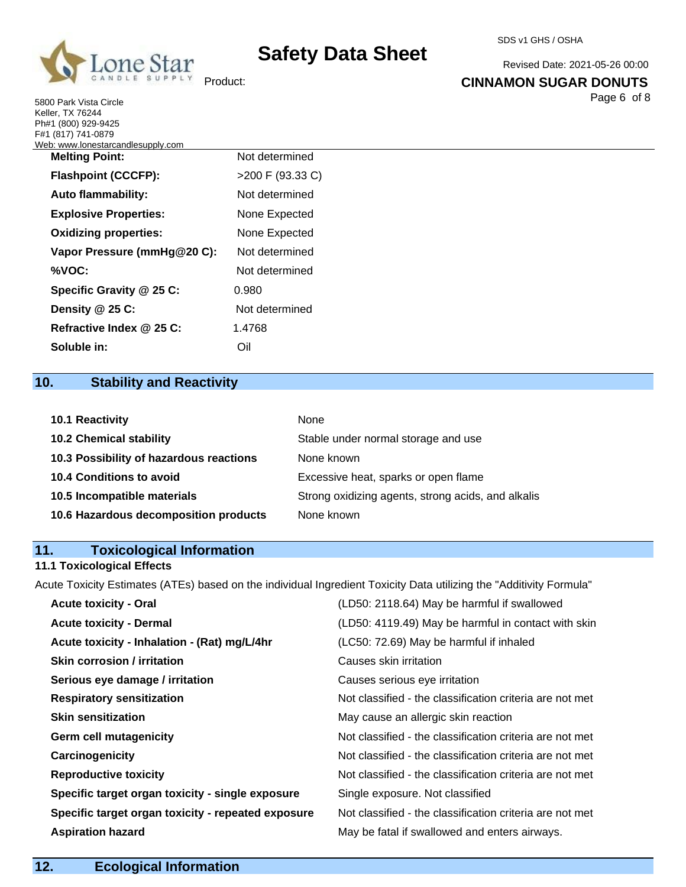| | |
|---|---|
| **Melting Point:** | Not determined |
| **Flashpoint (CCCFP):** | >200 F (93.33 C) |
| **Auto flammability:** | Not determined |
| **Explosive Properties:** | None Expected |
| **Oxidizing properties:** | None Expected |
| **Vapor Pressure (mmHg@20 C):** | Not determined |
| **%VOC:** | Not determined |
| **Specific Gravity @ 25 C:** | 0.980 |
| **Density @ 25 C:** | Not determined |
| **Refractive Index @ 25 C:** | 1.4768 |
| **Soluble in:** | Oil |

## 10. Stability and Reactivity

| | |
|---|---|
| **10.1 Reactivity** | None |
| **10.2 Chemical stability** | Stable under normal storage and use |
| **10.3 Possibility of hazardous reactions** | None known |
| **10.4 Conditions to avoid** | Excessive heat, sparks or open flame |
| **10.5 Incompatible materials** | Strong oxidizing agents, strong acids, and alkalis |
| **10.6 Hazardous decomposition products** | None known |

## 11. Toxicological Information

### 11.1 Toxicological Effects

Acute Toxicity Estimates (ATEs) based on the individual Ingredient Toxicity Data utilizing the "Additivity Formula"

| | |
|---|---|
| **Acute toxicity - Oral** | (LD50: 2118.64) May be harmful if swallowed |
| **Acute toxicity - Dermal** | (LD50: 4119.49) May be harmful in contact with skin |
| **Acute toxicity - Inhalation - (Rat) mg/L/4hr** | (LC50: 72.69) May be harmful if inhaled |
| **Skin corrosion / irritation** | Causes skin irritation |
| **Serious eye damage / irritation** | Causes serious eye irritation |
| **Respiratory sensitization** | Not classified - the classification criteria are not met |
| **Skin sensitization** | May cause an allergic skin reaction |
| **Germ cell mutagenicity** | Not classified - the classification criteria are not met |
| **Carcinogenicity** | Not classified - the classification criteria are not met |
| **Reproductive toxicity** | Not classified - the classification criteria are not met |
| **Specific target organ toxicity - single exposure** | Single exposure. Not classified |
| **Specific target organ toxicity - repeated exposure** | Not classified - the classification criteria are not met |
| **Aspiration hazard** | May be fatal if swallowed and enters airways. |

## 12. Ecological Information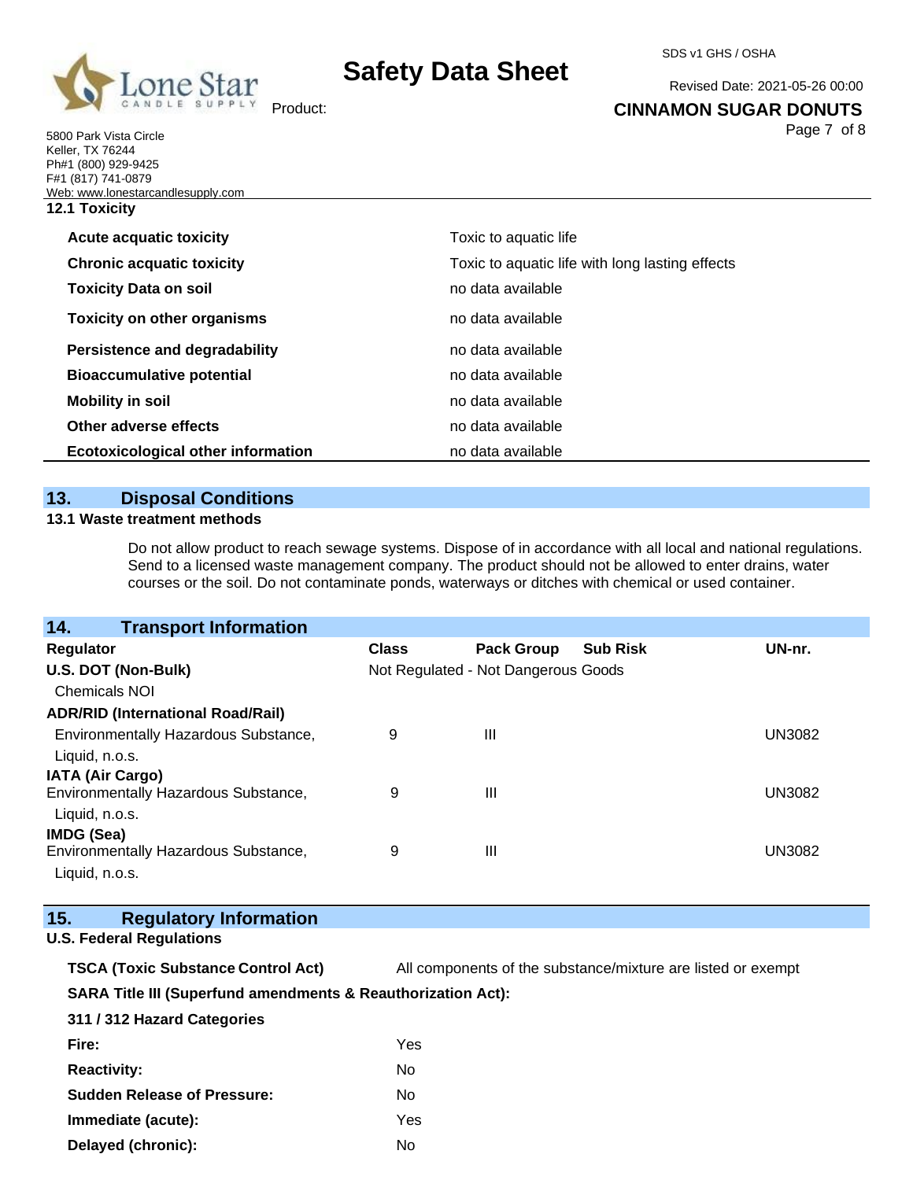### 12.1 Toxicity

| | |
|---|---|
| **Acute acquatic toxicity** | Toxic to aquatic life |
| **Chronic acquatic toxicity** | Toxic to aquatic life with long lasting effects |
| **Toxicity Data on soil** | no data available |
| **Toxicity on other organisms** | no data available |
| **Persistence and degradability** | no data available |
| **Bioaccumulative potential** | no data available |
| **Mobility in soil** | no data available |
| **Other adverse effects** | no data available |
| **Ecotoxicological other information** | no data available |

## 13. Disposal Conditions

### 13.1 Waste treatment methods

Do not allow product to reach sewage systems. Dispose of in accordance with all local and national regulations. Send to a licensed waste management company. The product should not be allowed to enter drains, water courses or the soil. Do not contaminate ponds, waterways or ditches with chemical or used container.

## 14. Transport Information

| Regulator | Class | Pack Group | Sub Risk | UN-nr. |
|---|---|---|---|---|
| **U.S. DOT (Non-Bulk)** | Not Regulated - Not Dangerous Goods | | | |
| Chemicals NOI | | | | |
| **ADR/RID (International Road/Rail)** | | | | |
| Environmentally Hazardous Substance, Liquid, n.o.s. | 9 | III | | UN3082 |
| **IATA (Air Cargo)** | | | | |
| Environmentally Hazardous Substance, Liquid, n.o.s. | 9 | III | | UN3082 |
| **IMDG (Sea)** | | | | |
| Environmentally Hazardous Substance, Liquid, n.o.s. | 9 | III | | UN3082 |

## 15. Regulatory Information

**U.S. Federal Regulations**

**TSCA (Toxic Substance Control Act)** All components of the substance/mixture are listed or exempt

**SARA Title III (Superfund amendments & Reauthorization Act):**

**311 / 312 Hazard Categories**

| | |
|---|---|
| **Fire:** | Yes |
| **Reactivity:** | No |
| **Sudden Release of Pressure:** | No |
| **Immediate (acute):** | Yes |
| **Delayed (chronic):** | No |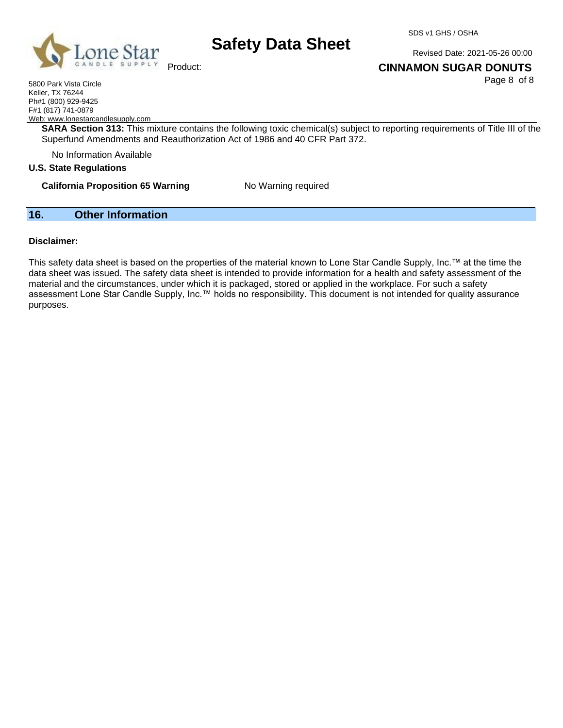**SARA Section 313:** This mixture contains the following toxic chemical(s) subject to reporting requirements of Title III of the Superfund Amendments and Reauthorization Act of 1986 and 40 CFR Part 372.

No Information Available

**U.S. State Regulations**

| | |
|---|---|
| **California Proposition 65 Warning** | No Warning required |

## 16. Other Information

**Disclaimer:**

This safety data sheet is based on the properties of the material known to Lone Star Candle Supply, Inc.™ at the time the data sheet was issued. The safety data sheet is intended to provide information for a health and safety assessment of the material and the circumstances, under which it is packaged, stored or applied in the workplace. For such a safety assessment Lone Star Candle Supply, Inc.™ holds no responsibility. This document is not intended for quality assurance purposes.